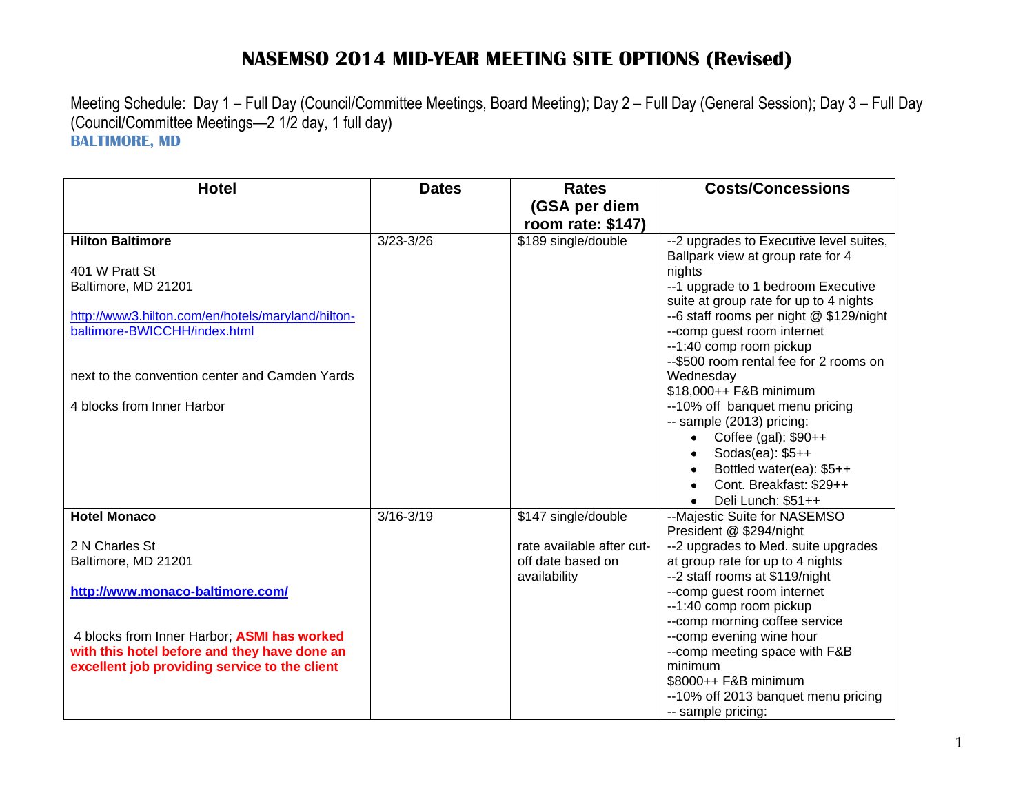# NASEMSO 2014 MID-YEAR MEETING SITE OPTIONS (Revised)

Meeting Schedule: Day 1 – Full Day (Council/Committee Meetings, Board Meeting); Day 2 – Full Day (General Session); Day 3 – Full Day (Council/Committee Meetings—2 1/2 day, 1 full day)

**BALTIMORE, MD**

| Hotel | Dates | Rates (GSA per diem room rate: $147) | Costs/Concessions |
| --- | --- | --- | --- |
| **Hilton Baltimore**<br><br>401 W Pratt St<br>Baltimore, MD 21201<br><br>[http://www3.hilton.com/en/hotels/maryland/hilton-baltimore-BWICCHH/index.html](http://www3.hilton.com/en/hotels/maryland/hilton-baltimore-BWICCHH/index.html)<br><br>next to the convention center and Camden Yards<br><br>4 blocks from Inner Harbor | 3/23-3/26 | $189 single/double | --2 upgrades to Executive level suites, Ballpark view at group rate for 4 nights<br>--1 upgrade to 1 bedroom Executive suite at group rate for up to 4 nights<br>--6 staff rooms per night @ $129/night<br>--comp guest room internet<br>--1:40 comp room pickup<br>--$500 room rental fee for 2 rooms on Wednesday<br>$18,000++ F&B minimum<br>--10% off banquet menu pricing<br>-- sample (2013) pricing:<br>• Coffee (gal): $90++<br>• Sodas(ea): $5++<br>• Bottled water(ea): $5++<br>• Cont. Breakfast: $29++<br>• Deli Lunch: $51++ |
| **Hotel Monaco**<br><br>2 N Charles St<br>Baltimore, MD 21201<br><br>**[http://www.monaco-baltimore.com/](http://www.monaco-baltimore.com/)**<br><br>4 blocks from Inner Harbor; **ASMI has worked with this hotel before and they have done an excellent job providing service to the client** | 3/16-3/19 | $147 single/double<br><br>rate available after cut-off date based on availability | --Majestic Suite for NASEMSO President @ $294/night<br>--2 upgrades to Med. suite upgrades at group rate for up to 4 nights<br>--2 staff rooms at $119/night<br>--comp guest room internet<br>--1:40 comp room pickup<br>--comp morning coffee service<br>--comp evening wine hour<br>--comp meeting space with F&B minimum<br>$8000++ F&B minimum<br>--10% off 2013 banquet menu pricing<br>-- sample pricing: |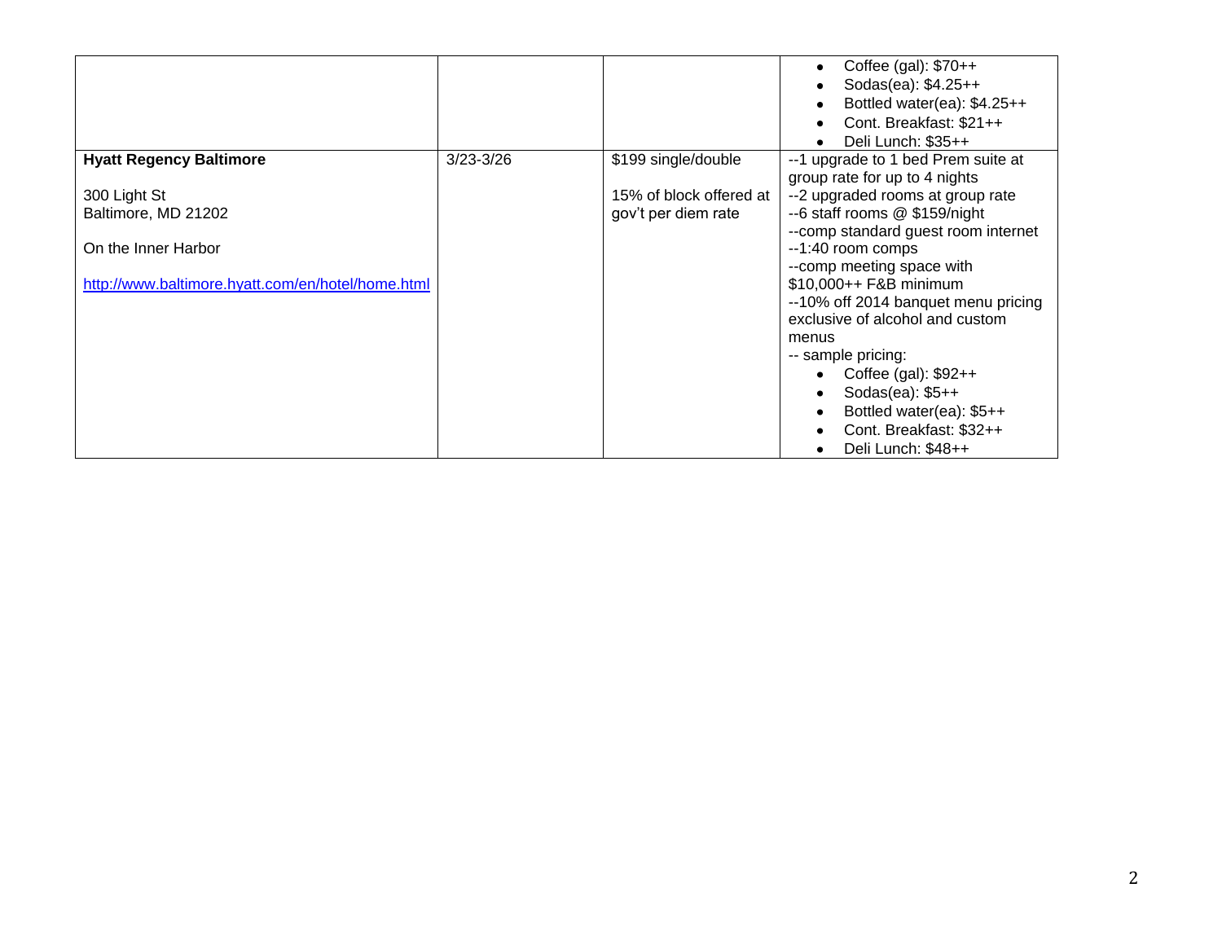| | | | |
|---|---|---|---|
| | | | • Coffee (gal): $70++<br>• Sodas(ea): $4.25++<br>• Bottled water(ea): $4.25++<br>• Cont. Breakfast: $21++<br>• Deli Lunch: $35++ |
| **Hyatt Regency Baltimore**<br><br>300 Light St<br>Baltimore, MD 21202<br><br>On the Inner Harbor<br><br>[http://www.baltimore.hyatt.com/en/hotel/home.html](http://www.baltimore.hyatt.com/en/hotel/home.html) | 3/23-3/26 | $199 single/double<br><br>15% of block offered at gov't per diem rate | --1 upgrade to 1 bed Prem suite at group rate for up to 4 nights<br>--2 upgraded rooms at group rate<br>--6 staff rooms @ $159/night<br>--comp standard guest room internet<br>--1:40 room comps<br>--comp meeting space with $10,000++ F&B minimum<br>--10% off 2014 banquet menu pricing exclusive of alcohol and custom menus<br>-- sample pricing:<br>• Coffee (gal): $92++<br>• Sodas(ea): $5++<br>• Bottled water(ea): $5++<br>• Cont. Breakfast: $32++<br>• Deli Lunch: $48++ |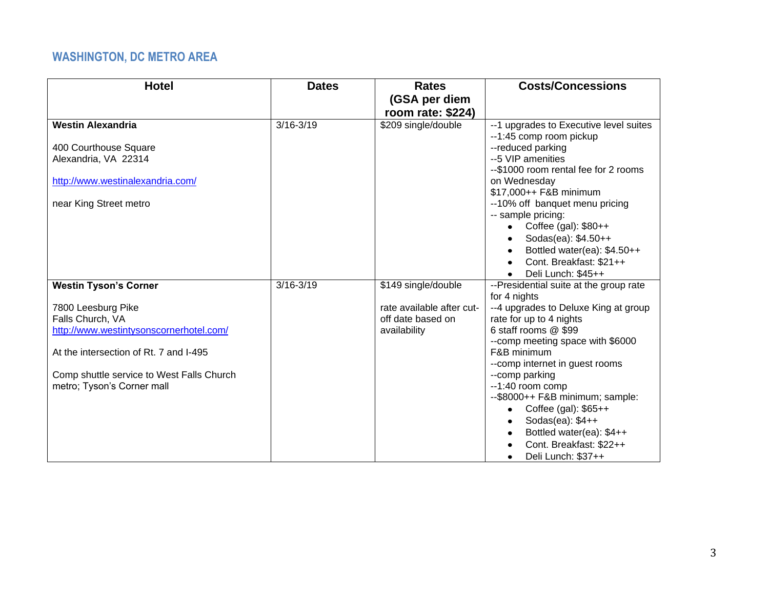## WASHINGTON, DC METRO AREA

| Hotel | Dates | Rates (GSA per diem room rate: $224) | Costs/Concessions |
|---|---|---|---|
| **Westin Alexandria**<br><br>400 Courthouse Square<br>Alexandria, VA 22314<br><br>http://www.westinalexandria.com/<br><br>near King Street metro | 3/16-3/19 | $209 single/double | --1 upgrades to Executive level suites<br>--1:45 comp room pickup<br>--reduced parking<br>--5 VIP amenities<br>--$1000 room rental fee for 2 rooms on Wednesday<br>$17,000++ F&B minimum<br>--10% off banquet menu pricing<br>-- sample pricing:<br>• Coffee (gal): $80++<br>• Sodas(ea): $4.50++<br>• Bottled water(ea): $4.50++<br>• Cont. Breakfast: $21++<br>• Deli Lunch: $45++ |
| **Westin Tyson's Corner**<br><br>7800 Leesburg Pike<br>Falls Church, VA<br>http://www.westintysonscornerhotel.com/<br><br>At the intersection of Rt. 7 and I-495<br><br>Comp shuttle service to West Falls Church metro; Tyson's Corner mall | 3/16-3/19 | $149 single/double<br><br>rate available after cut-off date based on availability | --Presidential suite at the group rate for 4 nights<br>--4 upgrades to Deluxe King at group rate for up to 4 nights<br>6 staff rooms @ $99<br>--comp meeting space with $6000 F&B minimum<br>--comp internet in guest rooms<br>--comp parking<br>--1:40 room comp<br>--$8000++ F&B minimum; sample:<br>• Coffee (gal): $65++<br>• Sodas(ea): $4++<br>• Bottled water(ea): $4++<br>• Cont. Breakfast: $22++<br>• Deli Lunch: $37++ |